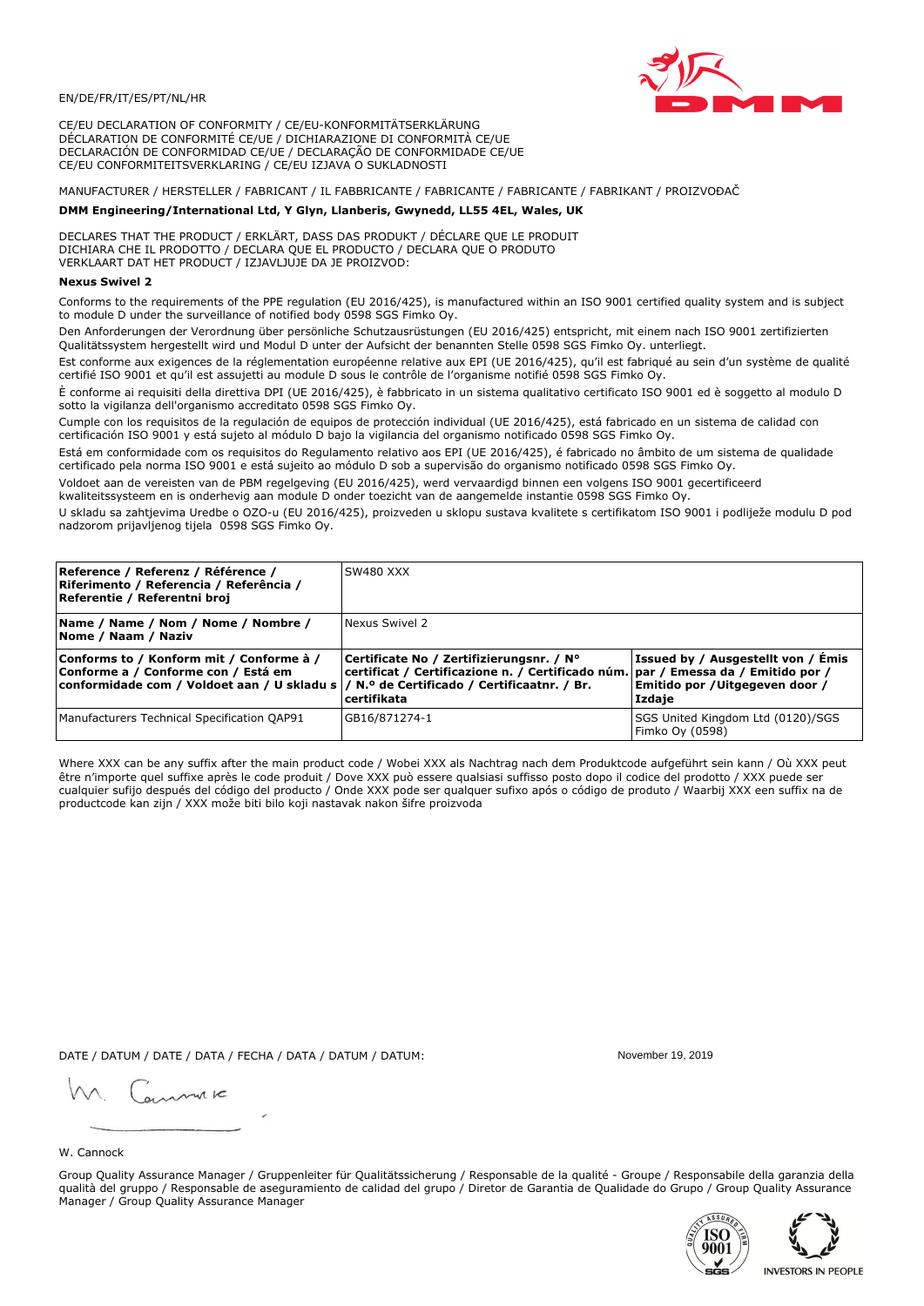EN/DE/FR/IT/ES/PT/NL/HR

CE/EU DECLARATION OF CONFORMITY / CE/EU-KONFORMITÄTSERKLÄRUNG
DÉCLARATION DE CONFORMITÉ CE/UE / DICHIARAZIONE DI CONFORMITÀ CE/UE
DECLARACIÓN DE CONFORMIDAD CE/UE / DECLARAÇÃO DE CONFORMIDADE CE/UE
CE/EU CONFORMITEITSVERKLARING / CE/EU IZJAVA O SUKLADNOSTI

MANUFACTURER / HERSTELLER / FABRICANT / IL FABBRICANTE / FABRICANTE / FABRICANTE / FABRIKANT / PROIZVOĐAČ

**DMM Engineering/International Ltd, Y Glyn, Llanberis, Gwynedd, LL55 4EL, Wales, UK**

DECLARES THAT THE PRODUCT / ERKLÄRT, DASS DAS PRODUKT / DÉCLARE QUE LE PRODUIT
DICHIARA CHE IL PRODOTTO / DECLARA QUE EL PRODUCTO / DECLARA QUE O PRODUTO
VERKLAART DAT HET PRODUCT / IZJAVLJUJE DA JE PROIZVOD:

**Nexus Swivel 2**

Conforms to the requirements of the PPE regulation (EU 2016/425), is manufactured within an ISO 9001 certified quality system and is subject to module D under the surveillance of notified body 0598 SGS Fimko Oy.

Den Anforderungen der Verordnung über persönliche Schutzausrüstungen (EU 2016/425) entspricht, mit einem nach ISO 9001 zertifizierten Qualitätssystem hergestellt wird und Modul D unter der Aufsicht der benannten Stelle 0598 SGS Fimko Oy. unterliegt.

Est conforme aux exigences de la réglementation européenne relative aux EPI (UE 2016/425), qu'il est fabriqué au sein d'un système de qualité certifié ISO 9001 et qu'il est assujetti au module D sous le contrôle de l'organisme notifié 0598 SGS Fimko Oy.

È conforme ai requisiti della direttiva DPI (UE 2016/425), è fabbricato in un sistema qualitativo certificato ISO 9001 ed è soggetto al modulo D sotto la vigilanza dell'organismo accreditato 0598 SGS Fimko Oy.

Cumple con los requisitos de la regulación de equipos de protección individual (UE 2016/425), está fabricado en un sistema de calidad con certificación ISO 9001 y está sujeto al módulo D bajo la vigilancia del organismo notificado 0598 SGS Fimko Oy.

Está em conformidade com os requisitos do Regulamento relativo aos EPI (UE 2016/425), é fabricado no âmbito de um sistema de qualidade certificado pela norma ISO 9001 e está sujeito ao módulo D sob a supervisão do organismo notificado 0598 SGS Fimko Oy.

Voldoet aan de vereisten van de PBM regelgeving (EU 2016/425), werd vervaardigd binnen een volgens ISO 9001 gecertificeerd kwaliteitssysteem en is onderhevig aan module D onder toezicht van de aangemelde instantie 0598 SGS Fimko Oy.

U skladu sa zahtjevima Uredbe o OZO-u (EU 2016/425), proizveden u sklopu sustava kvalitete s certifikatom ISO 9001 i podliježe modulu D pod nadzorom prijavljenog tijela 0598 SGS Fimko Oy.

| **Reference / Referenz / Référence / Riferimento / Referencia / Referência / Referentie / Referentni broj** | SW480 XXX | |
|---|---|---|
| **Name / Name / Nom / Nome / Nombre / Nome / Naam / Naziv** | Nexus Swivel 2 | |
| **Conforms to / Konform mit / Conforme à / Conforme a / Conforme con / Está em conformidade com / Voldoet aan / U skladu s** | **Certificate No / Zertifizierungsnr. / N° certificat / Certificazione n. / Certificado núm. / N.º de Certificado / Certificaatnr. / Br. certifikata** | **Issued by / Ausgestellt von / Émis par / Emessa da / Emitido por / Emitido por / Uitgegeven door / Izdaje** |
| Manufacturers Technical Specification QAP91 | GB16/871274-1 | SGS United Kingdom Ltd (0120)/SGS Fimko Oy (0598) |

Where XXX can be any suffix after the main product code / Wobei XXX als Nachtrag nach dem Produktcode aufgeführt sein kann / Où XXX peut être n'importe quel suffixe après le code produit / Dove XXX può essere qualsiasi suffisso posto dopo il codice del prodotto / XXX puede ser cualquier sufijo después del código del producto / Onde XXX pode ser qualquer sufixo após o código de produto / Waarbij XXX een suffix na de productcode kan zijn / XXX može biti bilo koji nastavak nakon šifre proizvoda

DATE / DATUM / DATE / DATA / FECHA / DATA / DATUM / DATUM: November 19, 2019

W. Cannock

Group Quality Assurance Manager / Gruppenleiter für Qualitätssicherung / Responsable de la qualité - Groupe / Responsabile della garanzia della qualità del gruppo / Responsable de aseguramiento de calidad del grupo / Diretor de Garantia de Qualidade do Grupo / Group Quality Assurance Manager / Group Quality Assurance Manager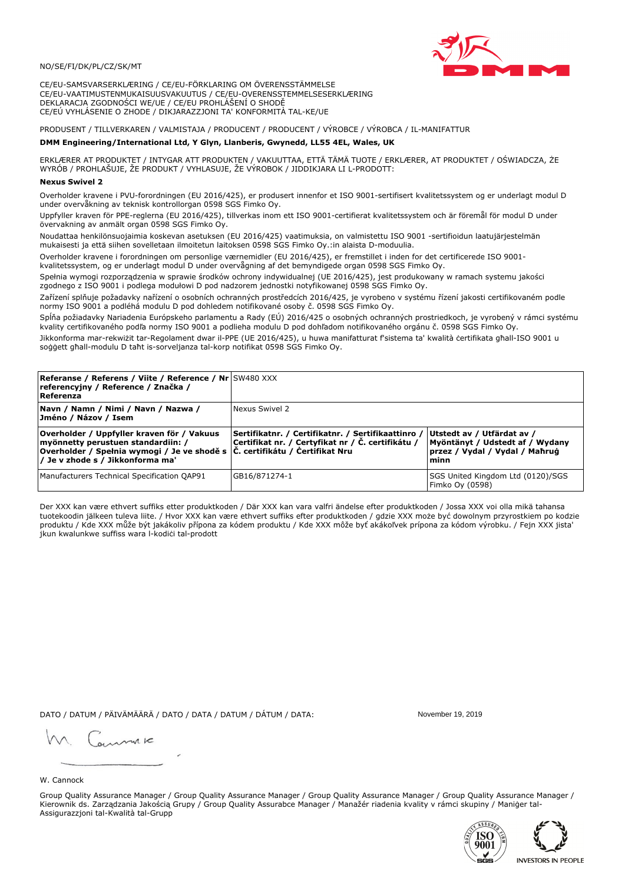NO/SE/FI/DK/PL/CZ/SK/MT

CE/EU-SAMSVARSERKLÆRING / CE/EU-FÖRKLARING OM ÖVERENSSTÄMMELSE
CE/EU-VAATIMUSTENMUKAISUUSVAKUUTUS / CE/EU-OVERENSSTEMMELSESERKLÆRING
DEKLARACJA ZGODNOŚCI WE/UE / CE/EU PROHLÁŠENÍ O SHODĚ
CE/EÚ VYHLÁSENIE O ZHODE / DIKJARAZZJONI TA' KONFORMITÀ TAL-KE/UE

PRODUSENT / TILLVERKAREN / VALMISTAJA / PRODUCENT / PRODUCENT / VÝROBCE / VÝROBCA / IL-MANIFATTUR

**DMM Engineering/International Ltd, Y Glyn, Llanberis, Gwynedd, LL55 4EL, Wales, UK**

ERKLÆRER AT PRODUKTET / INTYGAR ATT PRODUKTEN / VAKUUTTAA, ETTÄ TÄMÄ TUOTE / ERKLÆRER, AT PRODUKTET / OŚWIADCZA, ŻE WYRÓB / PROHLAŠUJE, ŽE PRODUKT / VYHLASUJE, ŽE VÝROBOK / JIDDIKJARA LI L-PRODOTT:

**Nexus Swivel 2**

Overholder kravene i PVU-forordningen (EU 2016/425), er produsert innenfor et ISO 9001-sertifisert kvalitetssystem og er underlagt modul D under overvåkning av teknisk kontrollorgan 0598 SGS Fimko Oy.

Uppfyller kraven för PPE-reglerna (EU 2016/425), tillverkas inom ett ISO 9001-certifierat kvalitetssystem och är föremål för modul D under övervakning av anmält organ 0598 SGS Fimko Oy.

Noudattaa henkilönsuojaimia koskevan asetuksen (EU 2016/425) vaatimuksia, on valmistettu ISO 9001 -sertifioidun laatujärjestelmän mukaisesti ja että siihen sovelletaan ilmoitetun laitoksen 0598 SGS Fimko Oy.:in alaista D-moduulia.

Overholder kravene i forordningen om personlige værnemidler (EU 2016/425), er fremstillet i inden for det certificerede ISO 9001-kvalitetssystem, og er underlagt modul D under overvågning af det bemyndigede organ 0598 SGS Fimko Oy.

Spełnia wymogi rozporządzenia w sprawie środków ochrony indywidualnej (UE 2016/425), jest produkowany w ramach systemu jakości zgodnego z ISO 9001 i podlega modułowi D pod nadzorem jednostki notyfikowanej 0598 SGS Fimko Oy.

Zařízení splňuje požadavky nařízení o osobních ochranných prostředcích 2016/425, je vyrobeno v systému řízení jakosti certifikovaném podle normy ISO 9001 a podléhá modulu D pod dohledem notifikované osoby č. 0598 SGS Fimko Oy.

Spĺňa požiadavky Nariadenia Európskeho parlamentu a Rady (EÚ) 2016/425 o osobných ochranných prostriedkoch, je vyrobený v rámci systému kvality certifikovaného podľa normy ISO 9001 a podlieha modulu D pod dohľadom notifikovaného orgánu č. 0598 SGS Fimko Oy.

Jikkonforma mar-rekwiżit tar-Regolament dwar il-PPE (UE 2016/425), u huwa manifatturat f'sistema ta' kwalità ċertifikata għall-ISO 9001 u soġġett għall-modulu D taħt is-sorveljanza tal-korp notifikat 0598 SGS Fimko Oy.

| **Referanse / Referens / Viite / Reference / Nr referencyjny / Reference / Značka / Referenza** | SW480 XXX | |
|---|---|---|
| **Navn / Namn / Nimi / Navn / Nazwa / Jméno / Názov / Isem** | Nexus Swivel 2 | |
| **Overholder / Uppfyller kraven för / Vakuus myönnetty perustuen standardiin: / Overholder / Spełnia wymogi / Je ve shodě s / Je v zhode s / Jikkonforma ma'** | **Sertifikatnr. / Certifikatnr. / Sertifikaattinro / Certifikat nr. / Certyfikat nr / Č. certifikátu / Č. certifikátu / Ċertifikat Nru** | **Utstedt av / Utfärdat av / Myöntänyt / Udstedt af / Wydany przez / Vydal / Vydal / Maħruġ minn** |
| Manufacturers Technical Specification QAP91 | GB16/871274-1 | SGS United Kingdom Ltd (0120)/SGS Fimko Oy (0598) |

Der XXX kan være ethvert suffiks etter produktkoden / Där XXX kan vara valfri ändelse efter produktkoden / Jossa XXX voi olla mikä tahansa tuotekoodin jälkeen tuleva liite. / Hvor XXX kan være ethvert suffiks efter produktkoden / gdzie XXX może być dowolnym przyrostkiem po kodzie produktu / Kde XXX může být jakákoliv přípona za kódem produktu / Kde XXX môže byť akákoľvek prípona za kódom výrobku. / Fejn XXX jista' jkun kwalunkwe suffiss wara l-kodiċi tal-prodott

DATO / DATUM / PÄIVÄMÄÄRÄ / DATO / DATA / DATUM / DÁTUM / DATA: November 19, 2019

W. Cannock

Group Quality Assurance Manager / Group Quality Assurance Manager / Group Quality Assurance Manager / Group Quality Assurance Manager / Kierownik ds. Zarządzania Jakością Grupy / Group Quality Assurabce Manager / Manažér riadenia kvality v rámci skupiny / Maniġer tal-Assigurazzjoni tal-Kwalità tal-Grupp

INVESTORS IN PEOPLE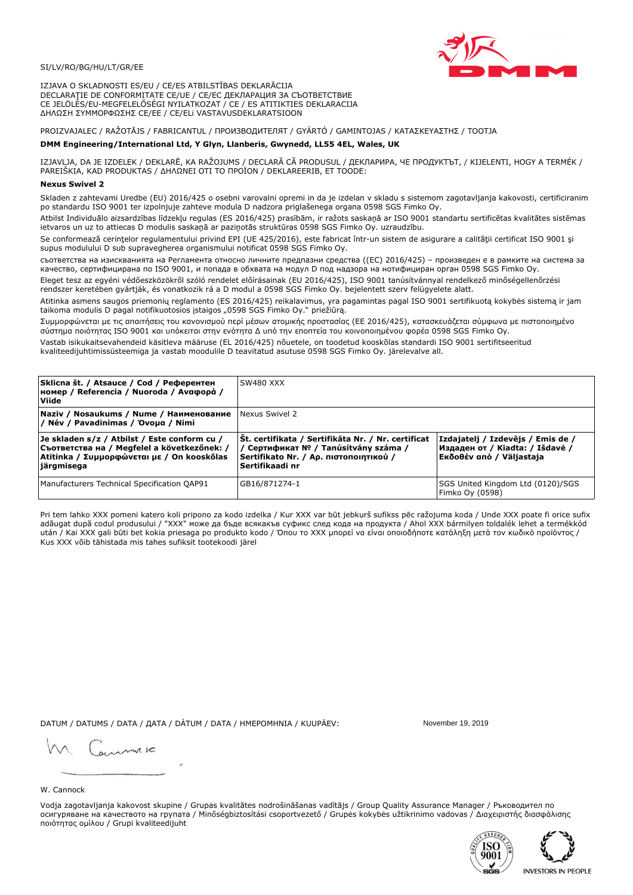SI/LV/RO/BG/HU/LT/GR/EE

IZJAVA O SKLADNOSTI ES/EU / CE/ES ATBILSTĪBAS DEKLARĀCIJA
DECLARAȚIE DE CONFORMITATE CE/UE / CE/EC ДЕКЛАРАЦИЯ ЗА СЪОТВЕТСТВИЕ
CE JELÖLÉS/EU-MEGFELELŐSÉGI NYILATKOZAT / CE / ES ATITIKTIES DEKLARACIJA
ΔΗΛΩΣΗ ΣΥΜΜΟΡΦΩΣΗΣ CE/EE / CE/ELi VASTAVUSDEKLARATSIOON

PROIZVAJALEC / RAŽOTĀJS / FABRICANTUL / ПРОИЗВОДИТЕЛЯТ / GYÁRTÓ / GAMINTOJAS / ΚΑΤΑΣΚΕΥΑΣΤΗΣ / TOOTJA

**DMM Engineering/International Ltd, Y Glyn, Llanberis, Gwynedd, LL55 4EL, Wales, UK**

IZJAVLJA, DA JE IZDELEK / DEKLARĒ, KA RAŽOJUMS / DECLARĂ CĂ PRODUSUL / ДЕКЛАРИРА, ЧЕ ПРОДУКТЪТ, / KIJELENTI, HOGY A TERMÉK / PAREIŠKIA, KAD PRODUKTAS / ΔΗΛΩΝΕΙ ΟΤΙ ΤΟ ΠΡΟΪΟΝ / DEKLAREERIB, ET TOODE:

**Nexus Swivel 2**

Skladen z zahtevami Uredbe (EU) 2016/425 o osebni varovalni opremi in da je izdelan v skladu s sistemom zagotavljanja kakovosti, certificiranim po standardu ISO 9001 ter izpolnjuje zahteve modula D nadzora priglašenega organa 0598 SGS Fimko Oy.

Atbilst Individuālo aizsardzības līdzekļu regulas (ES 2016/425) prasībām, ir ražots saskaņā ar ISO 9001 standartu sertificētas kvalitātes sistēmas ietvaros un uz to attiecas D modulis saskaņā ar paziņotās struktūras 0598 SGS Fimko Oy. uzraudzību.

Se conformează cerințelor regulamentului privind EPI (UE 425/2016), este fabricat într-un sistem de asigurare a calității certificat ISO 9001 și supus modulului D sub supravegherea organismului notificat 0598 SGS Fimko Oy.

съответства на изискванията на Регламента относно личните предпазни средства ((ЕС) 2016/425) – произведен е в рамките на системата за качество, сертифицирана по ISO 9001, и попада в обхвата на модул D под надзора на нотифициран орган 0598 SGS Fimko Oy.

Eleget tesz az egyéni védőeszközökről szóló rendelet előírásainak (EU 2016/425), ISO 9001 tanúsítvánnyal rendelkező minőségellenőrzési rendszer keretében gyártják, és vonatkozik rá a D modul a 0598 SGS Fimko Oy. bejelentett szerv felügyelete alatt.

Atitinka asmens saugos priemonių reglamento (ES 2016/425) reikalavimus, yra pagamintas pagal ISO 9001 sertifikuotą kokybės sistemą ir jam taikoma modulis D pagal notifikuotosios įstaigos „0598 SGS Fimko Oy." priežiūrą.

Συμμορφώνεται με τις απαιτήσεις του κανονισμού περί μέσων ατομικής προστασίας (ΕΕ 2016/425), κατασκευάζεται σύμφωνα με πιστοποιημένο σύστημα ποιότητας ISO 9001 και υπόκειται στην ενότητα Δ υπό την εποπτεία του κοινοποιημένου φορέα 0598 SGS Fimko Oy.

Vastab isikukaitsevahendeid käsitleva määruse (EL 2016/425) nõuetele, on toodetud kooskõlas standardi ISO 9001 sertifitseeritud kvaliteedijuhtimissüsteemiga ja vastab moodulile D teavitatud asutuse 0598 SGS Fimko Oy. järelevalve all.

| | | |
|---|---|---|
| **Sklicna št. / Atsauce / Cod / Референтен номер / Referencia / Nuoroda / Αναφορά / Viide** | SW480 XXX | |
| **Naziv / Nosaukums / Nume / Наименование / Név / Pavadinimas / Όνομα / Nimi** | Nexus Swivel 2 | |
| **Je skladen s/z / Atbilst / Este conform cu / Съответства на / Megfelel a következőnek: / Atitinka / Συμμορφώνεται με / On kooskõlas järgmisega** | **Št. certifikata / Sertifikāta Nr. / Nr. certificat / Сертификат № / Tanúsítvány száma / Sertifikato Nr. / Αρ. πιστοποιητικού / Sertifikaadi nr** | **Izdajatelj / Izdevējs / Emis de / Издаден от / Kiadta: / Išdavė / Εκδοθέν από / Väljastaja** |
| Manufacturers Technical Specification QAP91 | GB16/871274-1 | SGS United Kingdom Ltd (0120)/SGS Fimko Oy (0598) |

Pri tem lahko XXX pomeni katero koli pripono za kodo izdelka / Kur XXX var būt jebkurš sufikss pēc ražojuma koda / Unde XXX poate fi orice sufix adăugat după codul produsului / "XXX" може да бъде всякакъв суфикс след кода на продукта / Ahol XXX bármilyen toldalék lehet a termékkód után / Kai XXX gali būti bet kokia priesaga po produkto kodo / Όπου το XXX μπορεί να είναι οποιοδήποτε κατάληξη μετά τον κωδικό προϊόντος / Kus XXX võib tähistada mis tahes sufiksit tootekoodi järel

DATUM / DATUMS / DATA / ДАТА / DÁTUM / DATA / ΗΜΕΡΟΜΗΝΙΑ / KUUPÄEV: November 19, 2019

W. Cannock

Vodja zagotavljanja kakovost skupine / Grupas kvalitātes nodrošināšanas vadītājs / Group Quality Assurance Manager / Ръководител по осигуряване на качеството на групата / Minőségbiztosítási csoportvezető / Grupės kokybės užtikrinimo vadovas / Διαχειριστής διασφάλισης ποιότητας ομίλου / Grupi kvaliteedijuht

INVESTORS IN PEOPLE